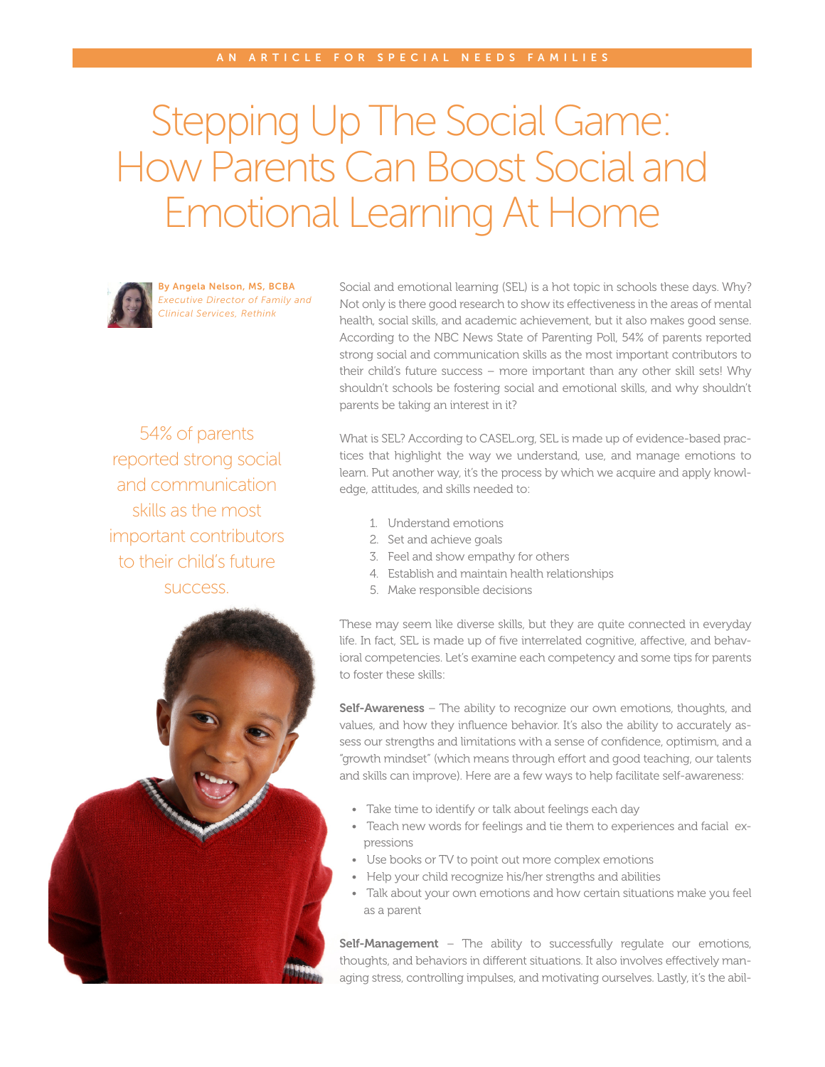AN ARTICLE FOR SPECIAL NEEDS FAMILIES

# Stepping Up The Social Game: How Parents Can Boost Social and Emotional Learning At Home

**By Angela Nelson, MS, BCBA**
*Executive Director of Family and Clinical Services, Rethink*

Social and emotional learning (SEL) is a hot topic in schools these days. Why? Not only is there good research to show its effectiveness in the areas of mental health, social skills, and academic achievement, but it also makes good sense. According to the NBC News State of Parenting Poll, 54% of parents reported strong social and communication skills as the most important contributors to their child's future success – more important than any other skill sets! Why shouldn't schools be fostering social and emotional skills, and why shouldn't parents be taking an interest in it?

> 54% of parents reported strong social and communication skills as the most important contributors to their child's future success.

What is SEL? According to CASEL.org, SEL is made up of evidence-based practices that highlight the way we understand, use, and manage emotions to learn. Put another way, it's the process by which we acquire and apply knowledge, attitudes, and skills needed to:

1. Understand emotions
2. Set and achieve goals
3. Feel and show empathy for others
4. Establish and maintain health relationships
5. Make responsible decisions

These may seem like diverse skills, but they are quite connected in everyday life. In fact, SEL is made up of five interrelated cognitive, affective, and behavioral competencies. Let's examine each competency and some tips for parents to foster these skills:

**Self-Awareness** – The ability to recognize our own emotions, thoughts, and values, and how they influence behavior. It's also the ability to accurately assess our strengths and limitations with a sense of confidence, optimism, and a "growth mindset" (which means through effort and good teaching, our talents and skills can improve). Here are a few ways to help facilitate self-awareness:

- Take time to identify or talk about feelings each day
- Teach new words for feelings and tie them to experiences and facial expressions
- Use books or TV to point out more complex emotions
- Help your child recognize his/her strengths and abilities
- Talk about your own emotions and how certain situations make you feel as a parent

**Self-Management** – The ability to successfully regulate our emotions, thoughts, and behaviors in different situations. It also involves effectively managing stress, controlling impulses, and motivating ourselves. Lastly, it's the abil-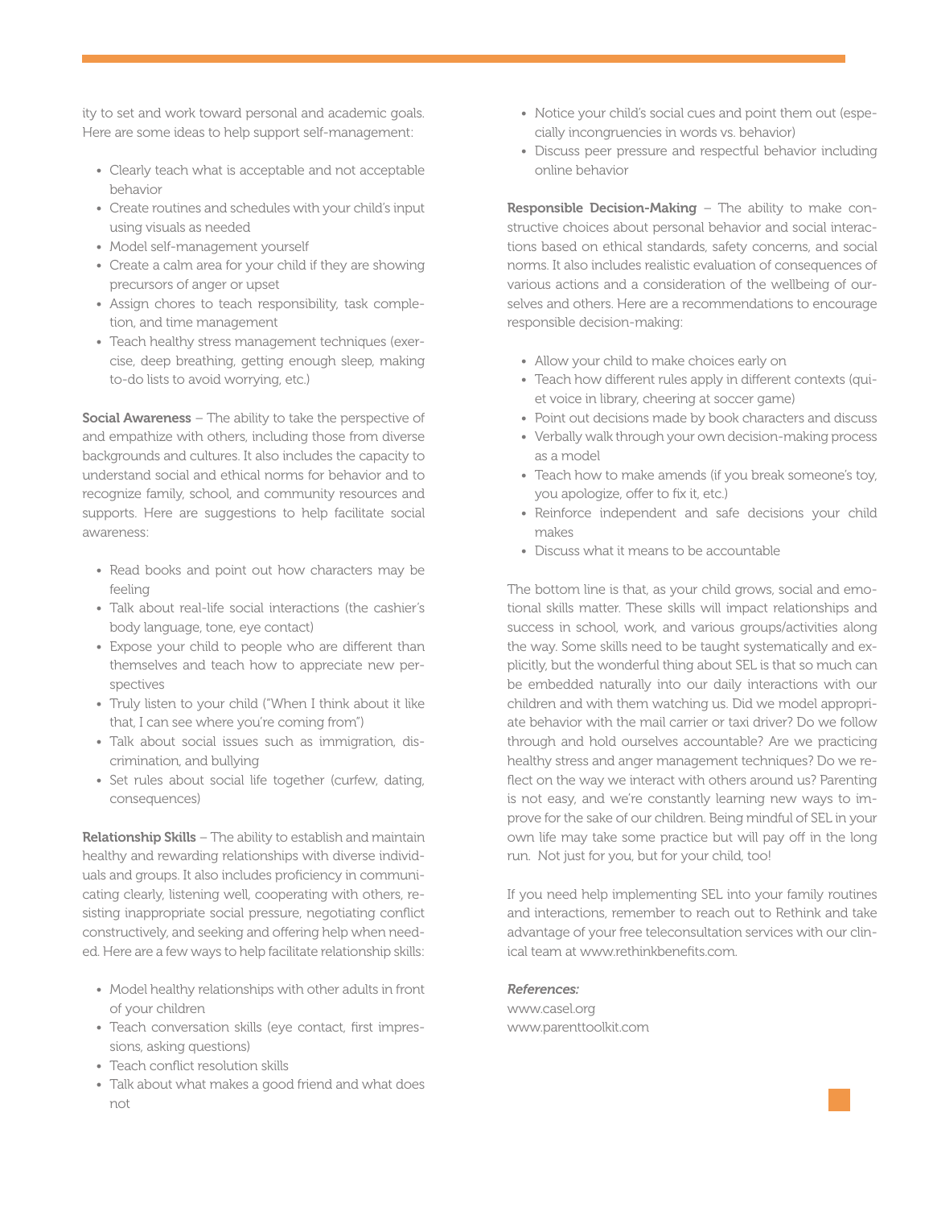ity to set and work toward personal and academic goals. Here are some ideas to help support self-management:

- Clearly teach what is acceptable and not acceptable behavior
- Create routines and schedules with your child's input using visuals as needed
- Model self-management yourself
- Create a calm area for your child if they are showing precursors of anger or upset
- Assign chores to teach responsibility, task completion, and time management
- Teach healthy stress management techniques (exercise, deep breathing, getting enough sleep, making to-do lists to avoid worrying, etc.)

**Social Awareness** – The ability to take the perspective of and empathize with others, including those from diverse backgrounds and cultures. It also includes the capacity to understand social and ethical norms for behavior and to recognize family, school, and community resources and supports. Here are suggestions to help facilitate social awareness:

- Read books and point out how characters may be feeling
- Talk about real-life social interactions (the cashier's body language, tone, eye contact)
- Expose your child to people who are different than themselves and teach how to appreciate new perspectives
- Truly listen to your child ("When I think about it like that, I can see where you're coming from")
- Talk about social issues such as immigration, discrimination, and bullying
- Set rules about social life together (curfew, dating, consequences)

**Relationship Skills** – The ability to establish and maintain healthy and rewarding relationships with diverse individuals and groups. It also includes proficiency in communicating clearly, listening well, cooperating with others, resisting inappropriate social pressure, negotiating conflict constructively, and seeking and offering help when needed. Here are a few ways to help facilitate relationship skills:

- Model healthy relationships with other adults in front of your children
- Teach conversation skills (eye contact, first impressions, asking questions)
- Teach conflict resolution skills
- Talk about what makes a good friend and what does not
- Notice your child's social cues and point them out (especially incongruencies in words vs. behavior)
- Discuss peer pressure and respectful behavior including online behavior

**Responsible Decision-Making** – The ability to make constructive choices about personal behavior and social interactions based on ethical standards, safety concerns, and social norms. It also includes realistic evaluation of consequences of various actions and a consideration of the wellbeing of ourselves and others. Here are a recommendations to encourage responsible decision-making:

- Allow your child to make choices early on
- Teach how different rules apply in different contexts (quiet voice in library, cheering at soccer game)
- Point out decisions made by book characters and discuss
- Verbally walk through your own decision-making process as a model
- Teach how to make amends (if you break someone's toy, you apologize, offer to fix it, etc.)
- Reinforce independent and safe decisions your child makes
- Discuss what it means to be accountable

The bottom line is that, as your child grows, social and emotional skills matter. These skills will impact relationships and success in school, work, and various groups/activities along the way. Some skills need to be taught systematically and explicitly, but the wonderful thing about SEL is that so much can be embedded naturally into our daily interactions with our children and with them watching us. Did we model appropriate behavior with the mail carrier or taxi driver? Do we follow through and hold ourselves accountable? Are we practicing healthy stress and anger management techniques? Do we reflect on the way we interact with others around us? Parenting is not easy, and we're constantly learning new ways to improve for the sake of our children. Being mindful of SEL in your own life may take some practice but will pay off in the long run. Not just for you, but for your child, too!

If you need help implementing SEL into your family routines and interactions, remember to reach out to Rethink and take advantage of your free teleconsultation services with our clinical team at www.rethinkbenefits.com.

***References:***

www.casel.org

www.parenttoolkit.com